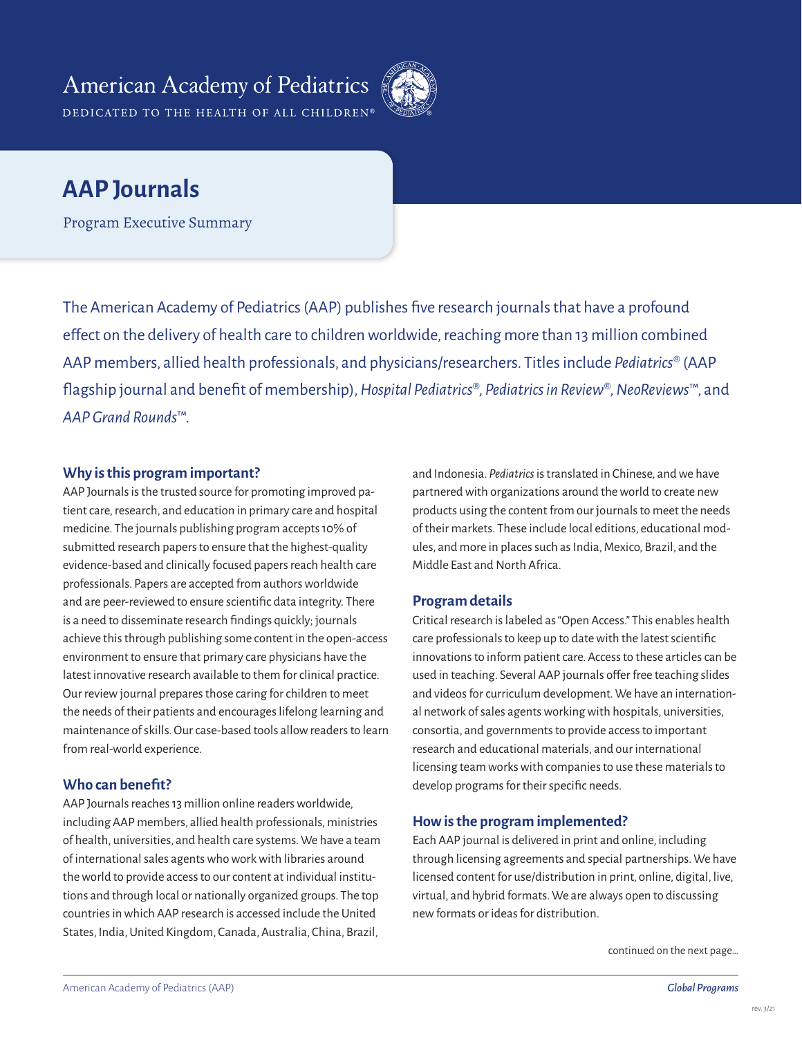American Academy of Pediatrics

DEDICATED TO THE HEALTH OF ALL CHILDREN®

# AAP Journals

Program Executive Summary

The American Academy of Pediatrics (AAP) publishes five research journals that have a profound effect on the delivery of health care to children worldwide, reaching more than 13 million combined AAP members, allied health professionals, and physicians/researchers. Titles include *Pediatrics*® (AAP flagship journal and benefit of membership), *Hospital Pediatrics*®, *Pediatrics in Review*®, *NeoReviews*™, and *AAP Grand Rounds*™.

## Why is this program important?

AAP Journals is the trusted source for promoting improved patient care, research, and education in primary care and hospital medicine. The journals publishing program accepts 10% of submitted research papers to ensure that the highest-quality evidence-based and clinically focused papers reach health care professionals. Papers are accepted from authors worldwide and are peer-reviewed to ensure scientific data integrity. There is a need to disseminate research findings quickly; journals achieve this through publishing some content in the open-access environment to ensure that primary care physicians have the latest innovative research available to them for clinical practice. Our review journal prepares those caring for children to meet the needs of their patients and encourages lifelong learning and maintenance of skills. Our case-based tools allow readers to learn from real-world experience.

## Who can benefit?

AAP Journals reaches 13 million online readers worldwide, including AAP members, allied health professionals, ministries of health, universities, and health care systems. We have a team of international sales agents who work with libraries around the world to provide access to our content at individual institutions and through local or nationally organized groups. The top countries in which AAP research is accessed include the United States, India, United Kingdom, Canada, Australia, China, Brazil, and Indonesia. *Pediatrics* is translated in Chinese, and we have partnered with organizations around the world to create new products using the content from our journals to meet the needs of their markets. These include local editions, educational modules, and more in places such as India, Mexico, Brazil, and the Middle East and North Africa.

## Program details

Critical research is labeled as "Open Access." This enables health care professionals to keep up to date with the latest scientific innovations to inform patient care. Access to these articles can be used in teaching. Several AAP journals offer free teaching slides and videos for curriculum development. We have an international network of sales agents working with hospitals, universities, consortia, and governments to provide access to important research and educational materials, and our international licensing team works with companies to use these materials to develop programs for their specific needs.

## How is the program implemented?

Each AAP journal is delivered in print and online, including through licensing agreements and special partnerships. We have licensed content for use/distribution in print, online, digital, live, virtual, and hybrid formats. We are always open to discussing new formats or ideas for distribution.

continued on the next page...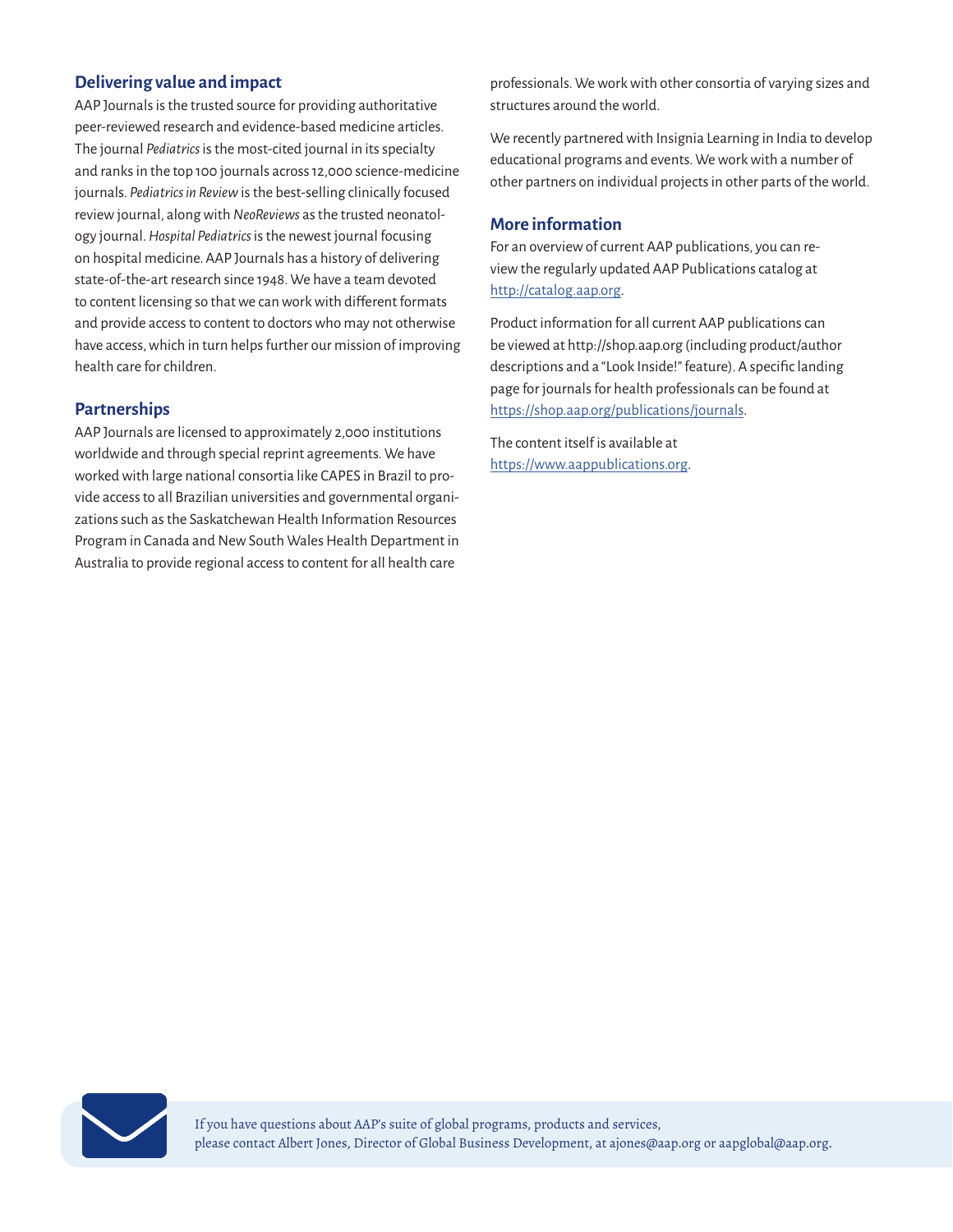## Delivering value and impact

AAP Journals is the trusted source for providing authoritative peer-reviewed research and evidence-based medicine articles. The journal *Pediatrics* is the most-cited journal in its specialty and ranks in the top 100 journals across 12,000 science-medicine journals. *Pediatrics in Review* is the best-selling clinically focused review journal, along with *NeoReviews* as the trusted neonatology journal. *Hospital Pediatrics* is the newest journal focusing on hospital medicine. AAP Journals has a history of delivering state-of-the-art research since 1948. We have a team devoted to content licensing so that we can work with different formats and provide access to content to doctors who may not otherwise have access, which in turn helps further our mission of improving health care for children.

## Partnerships

AAP Journals are licensed to approximately 2,000 institutions worldwide and through special reprint agreements. We have worked with large national consortia like CAPES in Brazil to provide access to all Brazilian universities and governmental organizations such as the Saskatchewan Health Information Resources Program in Canada and New South Wales Health Department in Australia to provide regional access to content for all health care professionals. We work with other consortia of varying sizes and structures around the world.

We recently partnered with Insignia Learning in India to develop educational programs and events. We work with a number of other partners on individual projects in other parts of the world.

## More information

For an overview of current AAP publications, you can review the regularly updated AAP Publications catalog at http://catalog.aap.org.

Product information for all current AAP publications can be viewed at http://shop.aap.org (including product/author descriptions and a "Look Inside!" feature). A specific landing page for journals for health professionals can be found at https://shop.aap.org/publications/journals.

The content itself is available at https://www.aappublications.org.

If you have questions about AAP's suite of global programs, products and services, please contact Albert Jones, Director of Global Business Development, at ajones@aap.org or aapglobal@aap.org.